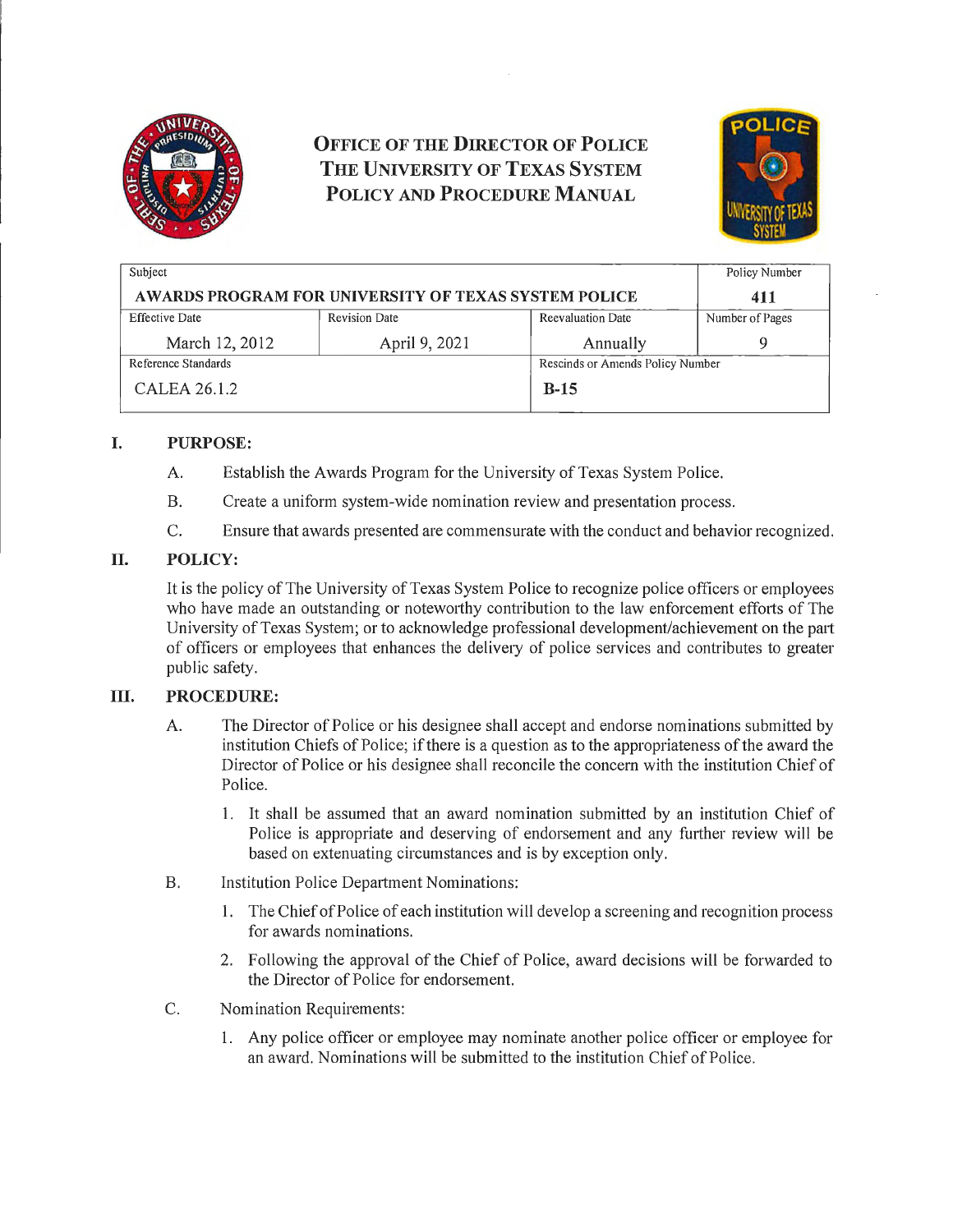# OFFICE OF THE DIRECTOR OF POLICE
# THE UNIVERSITY OF TEXAS SYSTEM
# POLICY AND PROCEDURE MANUAL

| Subject | | | Policy Number |
|---|---|---|---|
| **AWARDS PROGRAM FOR UNIVERSITY OF TEXAS SYSTEM POLICE** | | | **411** |
| Effective Date | Revision Date | Reevaluation Date | Number of Pages |
| March 12, 2012 | April 9, 2021 | Annually | 9 |
| Reference Standards | | Rescinds or Amends Policy Number | |
| CALEA 26.1.2 | | **B-15** | |

## I. PURPOSE:

A. Establish the Awards Program for the University of Texas System Police.

B. Create a uniform system-wide nomination review and presentation process.

C. Ensure that awards presented are commensurate with the conduct and behavior recognized.

## II. POLICY:

It is the policy of The University of Texas System Police to recognize police officers or employees who have made an outstanding or noteworthy contribution to the law enforcement efforts of The University of Texas System; or to acknowledge professional development/achievement on the part of officers or employees that enhances the delivery of police services and contributes to greater public safety.

## III. PROCEDURE:

A. The Director of Police or his designee shall accept and endorse nominations submitted by institution Chiefs of Police; if there is a question as to the appropriateness of the award the Director of Police or his designee shall reconcile the concern with the institution Chief of Police.

1. It shall be assumed that an award nomination submitted by an institution Chief of Police is appropriate and deserving of endorsement and any further review will be based on extenuating circumstances and is by exception only.

B. Institution Police Department Nominations:

1. The Chief of Police of each institution will develop a screening and recognition process for awards nominations.
2. Following the approval of the Chief of Police, award decisions will be forwarded to the Director of Police for endorsement.

C. Nomination Requirements:

1. Any police officer or employee may nominate another police officer or employee for an award. Nominations will be submitted to the institution Chief of Police.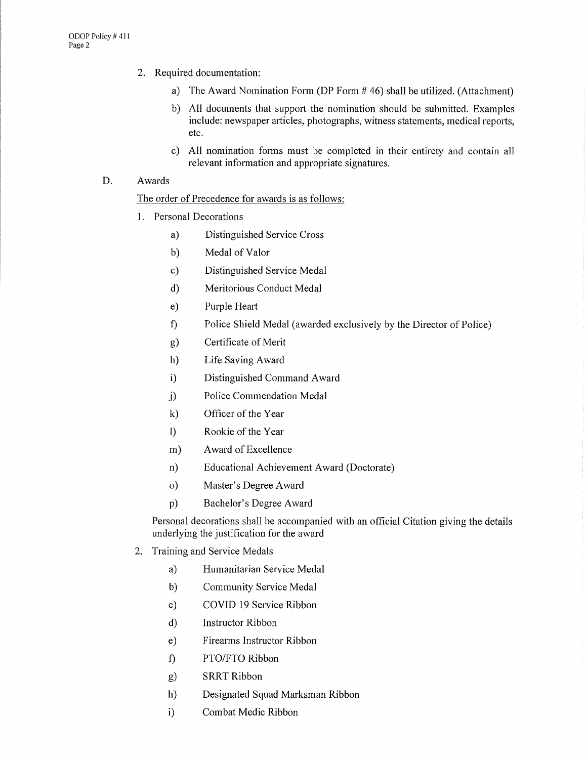2. Required documentation:

    a) The Award Nomination Form (DP Form # 46) shall be utilized. (Attachment)

    b) All documents that support the nomination should be submitted. Examples include: newspaper articles, photographs, witness statements, medical reports, etc.

    c) All nomination forms must be completed in their entirety and contain all relevant information and appropriate signatures.

D. Awards

<u>The order of Precedence for awards is as follows:</u>

1. Personal Decorations

    a) Distinguished Service Cross

    b) Medal of Valor

    c) Distinguished Service Medal

    d) Meritorious Conduct Medal

    e) Purple Heart

    f) Police Shield Medal (awarded exclusively by the Director of Police)

    g) Certificate of Merit

    h) Life Saving Award

    i) Distinguished Command Award

    j) Police Commendation Medal

    k) Officer of the Year

    l) Rookie of the Year

    m) Award of Excellence

    n) Educational Achievement Award (Doctorate)

    o) Master's Degree Award

    p) Bachelor's Degree Award

    Personal decorations shall be accompanied with an official Citation giving the details underlying the justification for the award

2. Training and Service Medals

    a) Humanitarian Service Medal

    b) Community Service Medal

    c) COVID 19 Service Ribbon

    d) Instructor Ribbon

    e) Firearms Instructor Ribbon

    f) PTO/FTO Ribbon

    g) SRRT Ribbon

    h) Designated Squad Marksman Ribbon

    i) Combat Medic Ribbon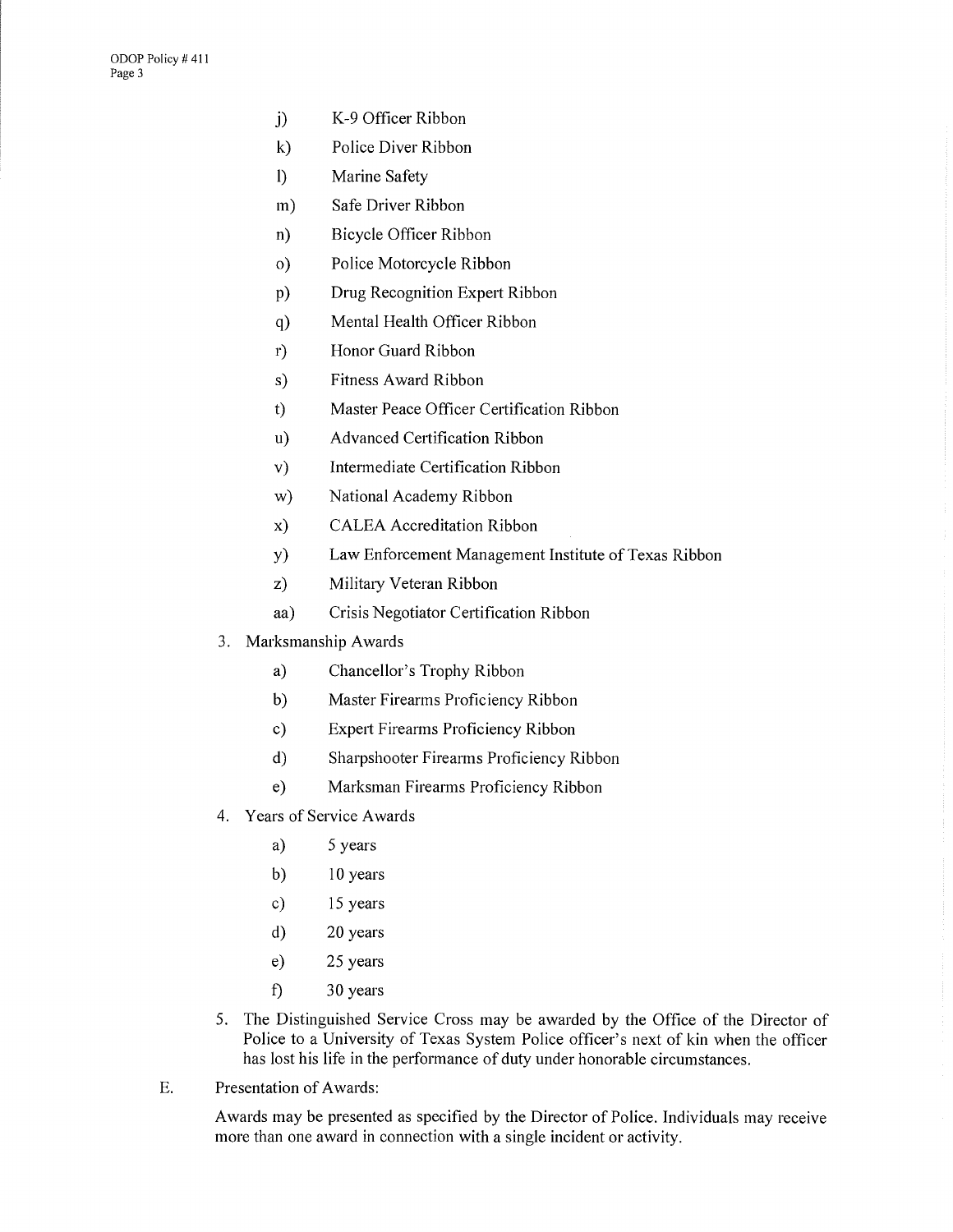j) K-9 Officer Ribbon

k) Police Diver Ribbon

l) Marine Safety

m) Safe Driver Ribbon

n) Bicycle Officer Ribbon

o) Police Motorcycle Ribbon

p) Drug Recognition Expert Ribbon

q) Mental Health Officer Ribbon

r) Honor Guard Ribbon

s) Fitness Award Ribbon

t) Master Peace Officer Certification Ribbon

u) Advanced Certification Ribbon

v) Intermediate Certification Ribbon

w) National Academy Ribbon

x) CALEA Accreditation Ribbon

y) Law Enforcement Management Institute of Texas Ribbon

z) Military Veteran Ribbon

aa) Crisis Negotiator Certification Ribbon

3. Marksmanship Awards

   a) Chancellor's Trophy Ribbon

   b) Master Firearms Proficiency Ribbon

   c) Expert Firearms Proficiency Ribbon

   d) Sharpshooter Firearms Proficiency Ribbon

   e) Marksman Firearms Proficiency Ribbon

4. Years of Service Awards

   a) 5 years

   b) 10 years

   c) 15 years

   d) 20 years

   e) 25 years

   f) 30 years

5. The Distinguished Service Cross may be awarded by the Office of the Director of Police to a University of Texas System Police officer's next of kin when the officer has lost his life in the performance of duty under honorable circumstances.

E. Presentation of Awards:

Awards may be presented as specified by the Director of Police. Individuals may receive more than one award in connection with a single incident or activity.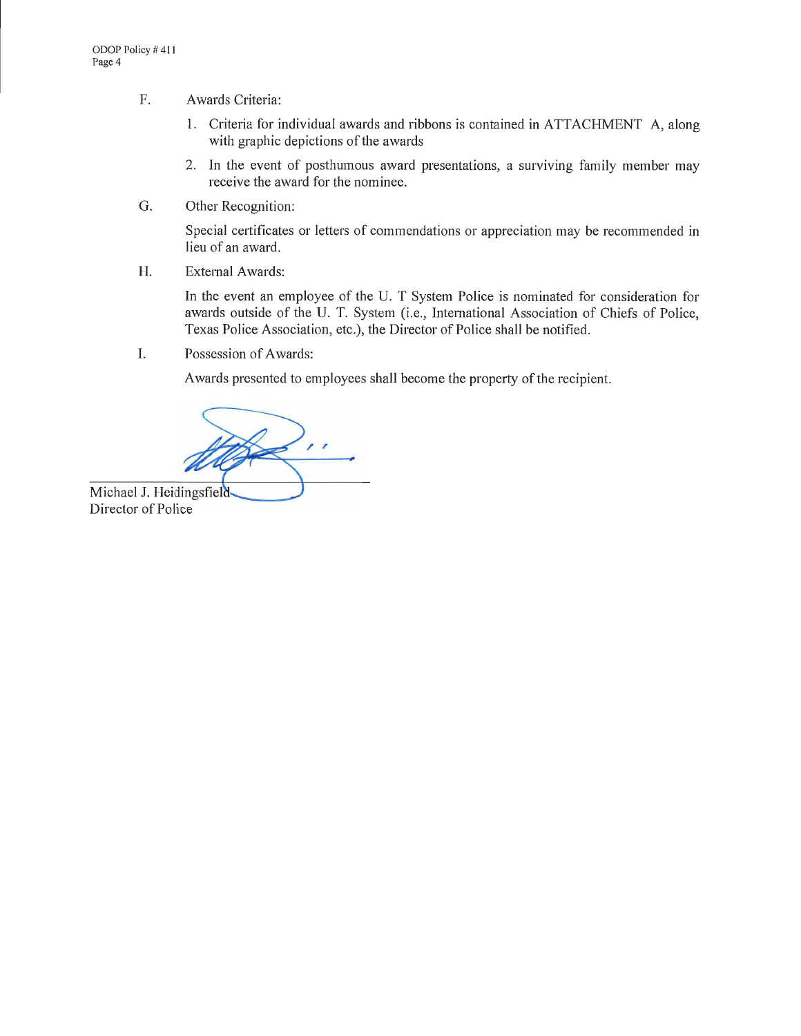F. Awards Criteria:

1. Criteria for individual awards and ribbons is contained in ATTACHMENT A, along with graphic depictions of the awards
2. In the event of posthumous award presentations, a surviving family member may receive the award for the nominee.

G. Other Recognition:

Special certificates or letters of commendations or appreciation may be recommended in lieu of an award.

H. External Awards:

In the event an employee of the U. T System Police is nominated for consideration for awards outside of the U. T. System (i.e., International Association of Chiefs of Police, Texas Police Association, etc.), the Director of Police shall be notified.

I. Possession of Awards:

Awards presented to employees shall become the property of the recipient.

Michael J. Heidingsfield
Director of Police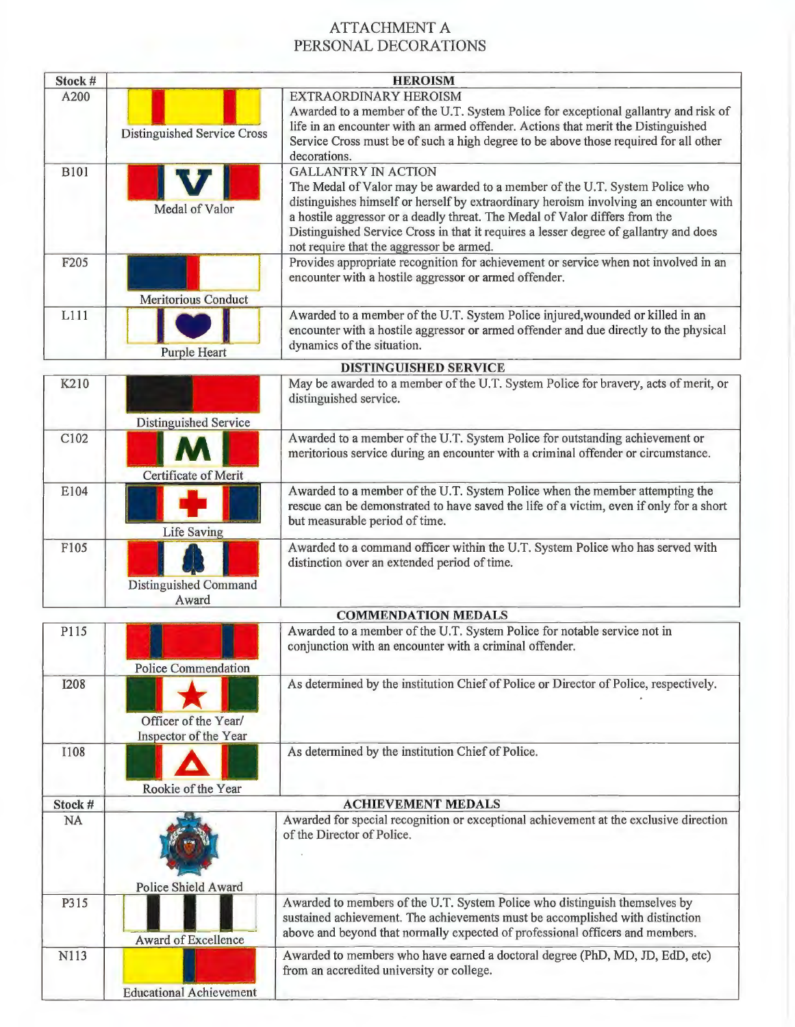# ATTACHMENT A
# PERSONAL DECORATIONS

| Stock # | | HEROISM |
|---|---|---|
| A200 | Distinguished Service Cross | EXTRAORDINARY HEROISM<br>Awarded to a member of the U.T. System Police for exceptional gallantry and risk of life in an encounter with an armed offender. Actions that merit the Distinguished Service Cross must be of such a high degree to be above those required for all other decorations. |
| B101 | Medal of Valor | GALLANTRY IN ACTION<br>The Medal of Valor may be awarded to a member of the U.T. System Police who distinguishes himself or herself by extraordinary heroism involving an encounter with a hostile aggressor or a deadly threat. The Medal of Valor differs from the Distinguished Service Cross in that it requires a lesser degree of gallantry and does not require that the aggressor be armed. |
| F205 | Meritorious Conduct | Provides appropriate recognition for achievement or service when not involved in an encounter with a hostile aggressor or armed offender. |
| L111 | Purple Heart | Awarded to a member of the U.T. System Police injured,wounded or killed in an encounter with a hostile aggressor or armed offender and due directly to the physical dynamics of the situation. |
| | | **DISTINGUISHED SERVICE** |
| K210 | Distinguished Service | May be awarded to a member of the U.T. System Police for bravery, acts of merit, or distinguished service. |
| C102 | Certificate of Merit | Awarded to a member of the U.T. System Police for outstanding achievement or meritorious service during an encounter with a criminal offender or circumstance. |
| E104 | Life Saving | Awarded to a member of the U.T. System Police when the member attempting the rescue can be demonstrated to have saved the life of a victim, even if only for a short but measurable period of time. |
| F105 | Distinguished Command Award | Awarded to a command officer within the U.T. System Police who has served with distinction over an extended period of time. |
| | | **COMMENDATION MEDALS** |
| P115 | Police Commendation | Awarded to a member of the U.T. System Police for notable service not in conjunction with an encounter with a criminal offender. |
| I208 | Officer of the Year/ Inspector of the Year | As determined by the institution Chief of Police or Director of Police, respectively. |
| I108 | Rookie of the Year | As determined by the institution Chief of Police. |
| **Stock #** | | **ACHIEVEMENT MEDALS** |
| NA | Police Shield Award | Awarded for special recognition or exceptional achievement at the exclusive direction of the Director of Police. |
| P315 | Award of Excellence | Awarded to members of the U.T. System Police who distinguish themselves by sustained achievement. The achievements must be accomplished with distinction above and beyond that normally expected of professional officers and members. |
| N113 | Educational Achievement | Awarded to members who have earned a doctoral degree (PhD, MD, JD, EdD, etc) from an accredited university or college. |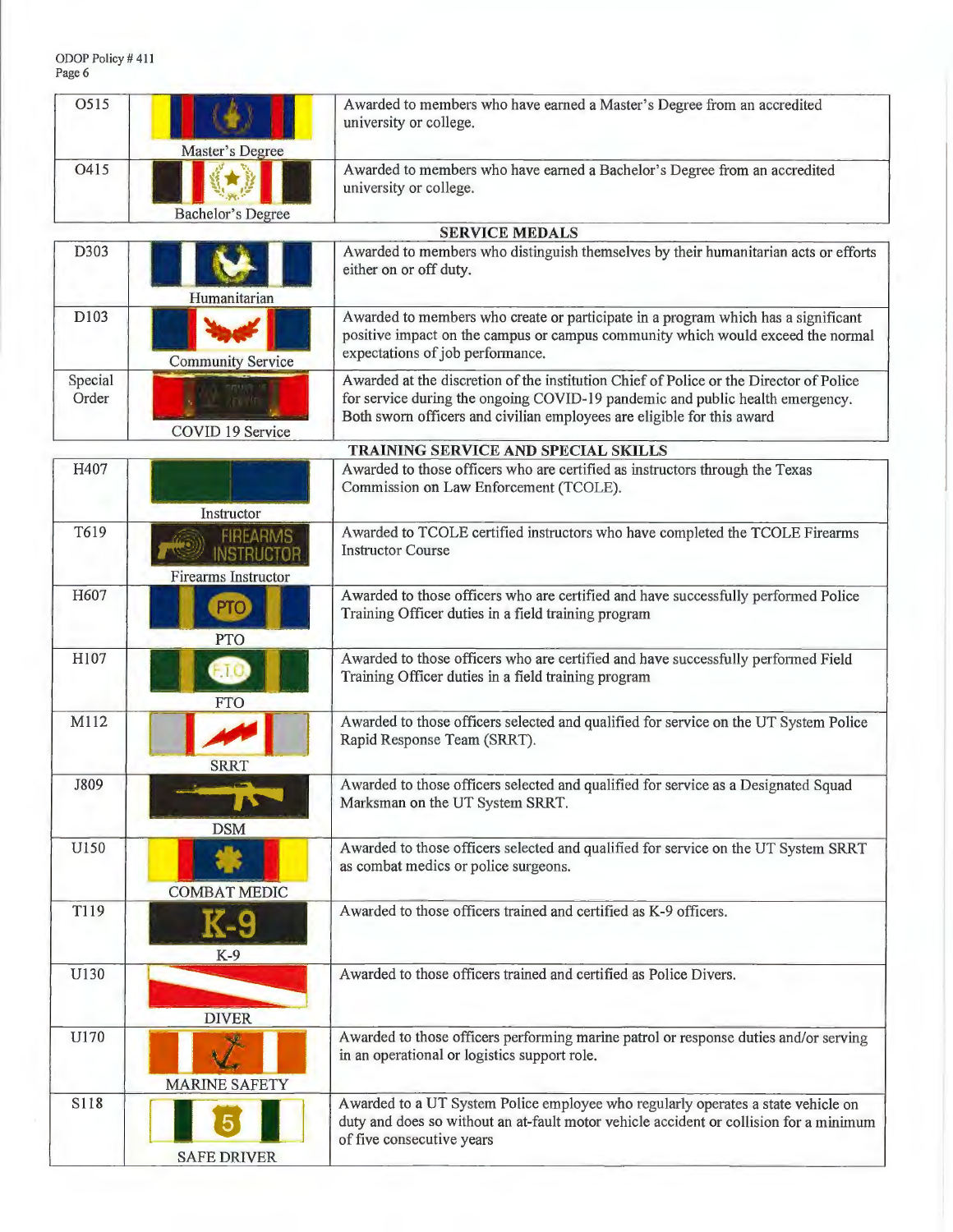| | | |
|---|---|---|
| O515 | Master's Degree | Awarded to members who have earned a Master's Degree from an accredited university or college. |
| O415 | Bachelor's Degree | Awarded to members who have earned a Bachelor's Degree from an accredited university or college. |
| **SERVICE MEDALS** | | |
| D303 | Humanitarian | Awarded to members who distinguish themselves by their humanitarian acts or efforts either on or off duty. |
| D103 | Community Service | Awarded to members who create or participate in a program which has a significant positive impact on the campus or campus community which would exceed the normal expectations of job performance. |
| Special Order | COVID 19 Service | Awarded at the discretion of the institution Chief of Police or the Director of Police for service during the ongoing COVID-19 pandemic and public health emergency. Both sworn officers and civilian employees are eligible for this award |
| **TRAINING SERVICE AND SPECIAL SKILLS** | | |
| H407 | Instructor | Awarded to those officers who are certified as instructors through the Texas Commission on Law Enforcement (TCOLE). |
| T619 | Firearms Instructor | Awarded to TCOLE certified instructors who have completed the TCOLE Firearms Instructor Course |
| H607 | PTO | Awarded to those officers who are certified and have successfully performed Police Training Officer duties in a field training program |
| H107 | FTO | Awarded to those officers who are certified and have successfully performed Field Training Officer duties in a field training program |
| M112 | SRRT | Awarded to those officers selected and qualified for service on the UT System Police Rapid Response Team (SRRT). |
| J809 | DSM | Awarded to those officers selected and qualified for service as a Designated Squad Marksman on the UT System SRRT. |
| U150 | COMBAT MEDIC | Awarded to those officers selected and qualified for service on the UT System SRRT as combat medics or police surgeons. |
| T119 | K-9 | Awarded to those officers trained and certified as K-9 officers. |
| U130 | DIVER | Awarded to those officers trained and certified as Police Divers. |
| U170 | MARINE SAFETY | Awarded to those officers performing marine patrol or response duties and/or serving in an operational or logistics support role. |
| S118 | SAFE DRIVER | Awarded to a UT System Police employee who regularly operates a state vehicle on duty and does so without an at-fault motor vehicle accident or collision for a minimum of five consecutive years |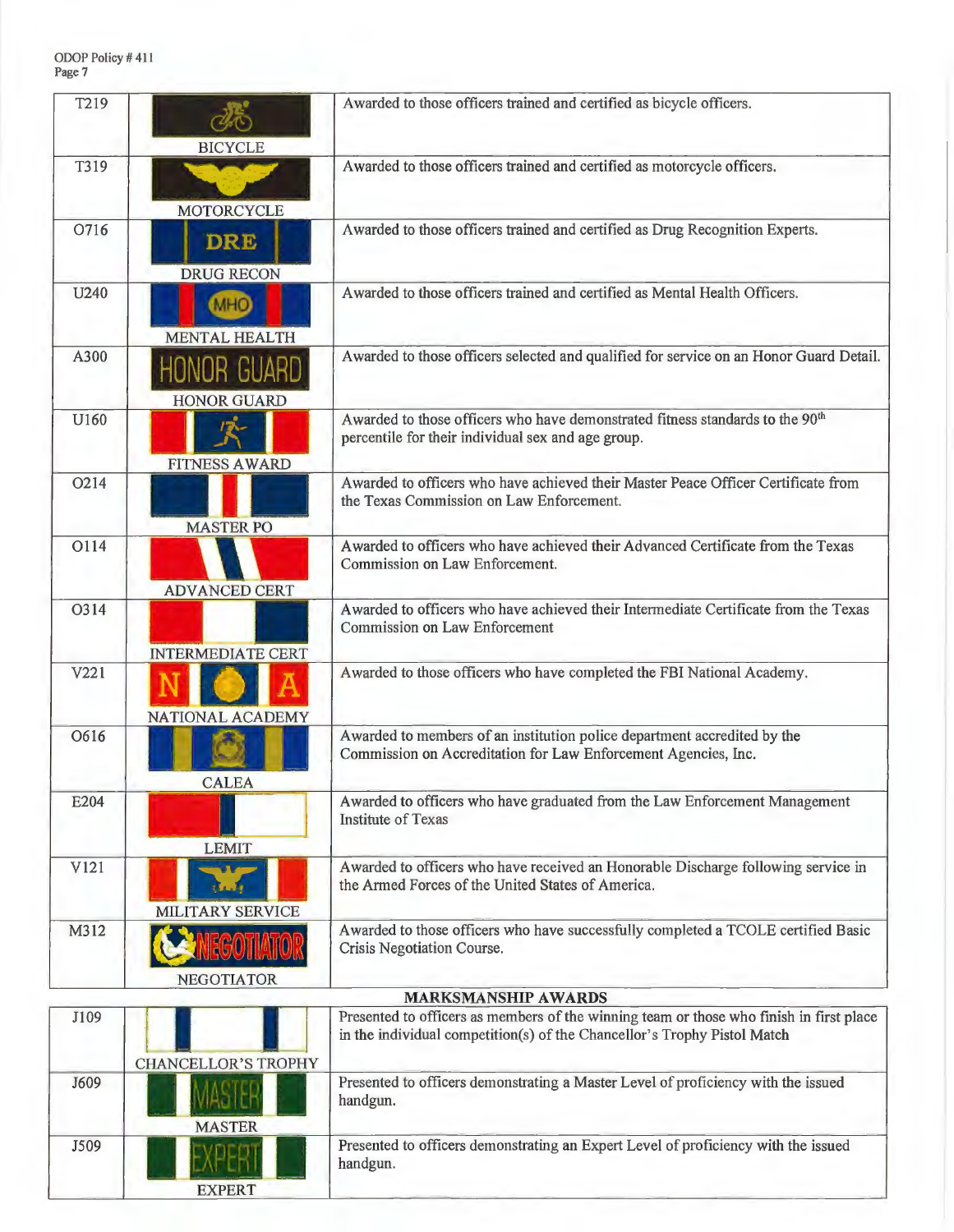| | | |
|---|---|---|
| T219 | BICYCLE | Awarded to those officers trained and certified as bicycle officers. |
| T319 | MOTORCYCLE | Awarded to those officers trained and certified as motorcycle officers. |
| O716 | DRE<br>DRUG RECON | Awarded to those officers trained and certified as Drug Recognition Experts. |
| U240 | MHO<br>MENTAL HEALTH | Awarded to those officers trained and certified as Mental Health Officers. |
| A300 | HONOR GUARD<br>HONOR GUARD | Awarded to those officers selected and qualified for service on an Honor Guard Detail. |
| U160 | FITNESS AWARD | Awarded to those officers who have demonstrated fitness standards to the 90th percentile for their individual sex and age group. |
| O214 | MASTER PO | Awarded to officers who have achieved their Master Peace Officer Certificate from the Texas Commission on Law Enforcement. |
| O114 | ADVANCED CERT | Awarded to officers who have achieved their Advanced Certificate from the Texas Commission on Law Enforcement. |
| O314 | INTERMEDIATE CERT | Awarded to officers who have achieved their Intermediate Certificate from the Texas Commission on Law Enforcement |
| V221 | N A<br>NATIONAL ACADEMY | Awarded to those officers who have completed the FBI National Academy. |
| O616 | CALEA | Awarded to members of an institution police department accredited by the Commission on Accreditation for Law Enforcement Agencies, Inc. |
| E204 | LEMIT | Awarded to officers who have graduated from the Law Enforcement Management Institute of Texas |
| V121 | MILITARY SERVICE | Awarded to officers who have received an Honorable Discharge following service in the Armed Forces of the United States of America. |
| M312 | NEGOTIATOR<br>NEGOTIATOR | Awarded to those officers who have successfully completed a TCOLE certified Basic Crisis Negotiation Course. |

## MARKSMANSHIP AWARDS

| | | |
|---|---|---|
| J109 | CHANCELLOR'S TROPHY | Presented to officers as members of the winning team or those who finish in first place in the individual competition(s) of the Chancellor's Trophy Pistol Match |
| J609 | MASTER<br>MASTER | Presented to officers demonstrating a Master Level of proficiency with the issued handgun. |
| J509 | EXPERT<br>EXPERT | Presented to officers demonstrating an Expert Level of proficiency with the issued handgun. |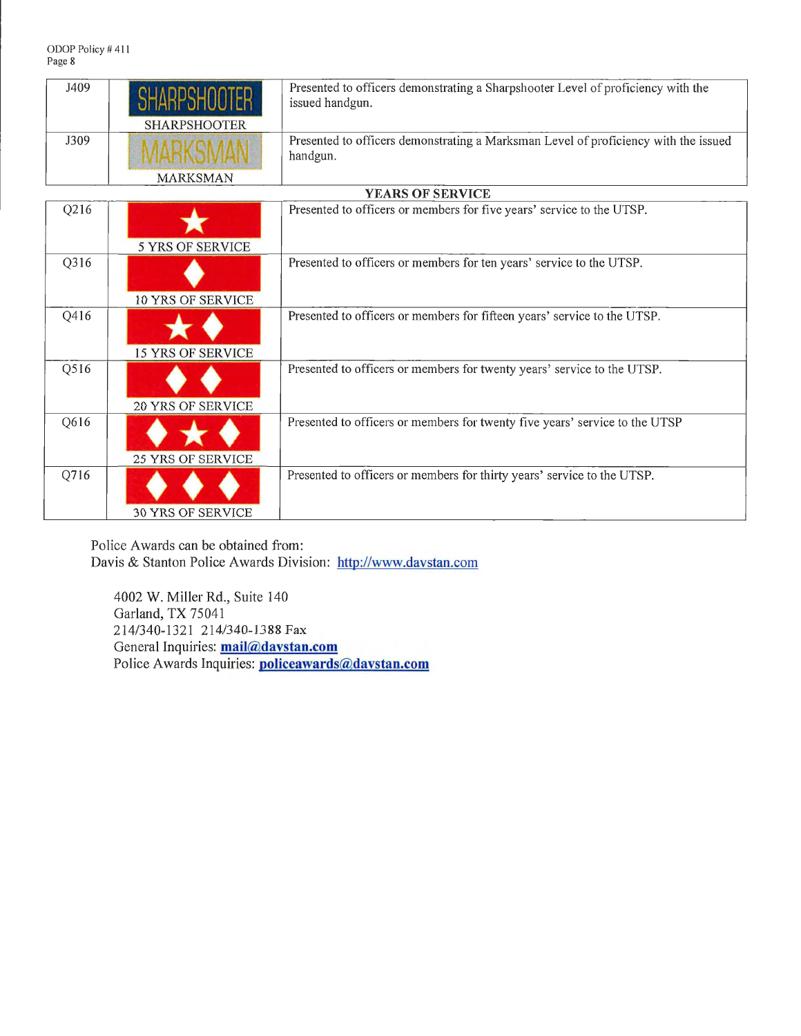| J409 | SHARPSHOOTER | Presented to officers demonstrating a Sharpshooter Level of proficiency with the issued handgun. |
|---|---|---|
| J309 | MARKSMAN | Presented to officers demonstrating a Marksman Level of proficiency with the issued handgun. |

**YEARS OF SERVICE**

| Q216 | 5 YRS OF SERVICE | Presented to officers or members for five years' service to the UTSP. |
|---|---|---|
| Q316 | 10 YRS OF SERVICE | Presented to officers or members for ten years' service to the UTSP. |
| Q416 | 15 YRS OF SERVICE | Presented to officers or members for fifteen years' service to the UTSP. |
| Q516 | 20 YRS OF SERVICE | Presented to officers or members for twenty years' service to the UTSP. |
| Q616 | 25 YRS OF SERVICE | Presented to officers or members for twenty five years' service to the UTSP |
| Q716 | 30 YRS OF SERVICE | Presented to officers or members for thirty years' service to the UTSP. |

Police Awards can be obtained from:
Davis & Stanton Police Awards Division: http://www.davstan.com

4002 W. Miller Rd., Suite 140
Garland, TX 75041
214/340-1321 214/340-1388 Fax
General Inquiries: **mail@davstan.com**
Police Awards Inquiries: **policeawards@davstan.com**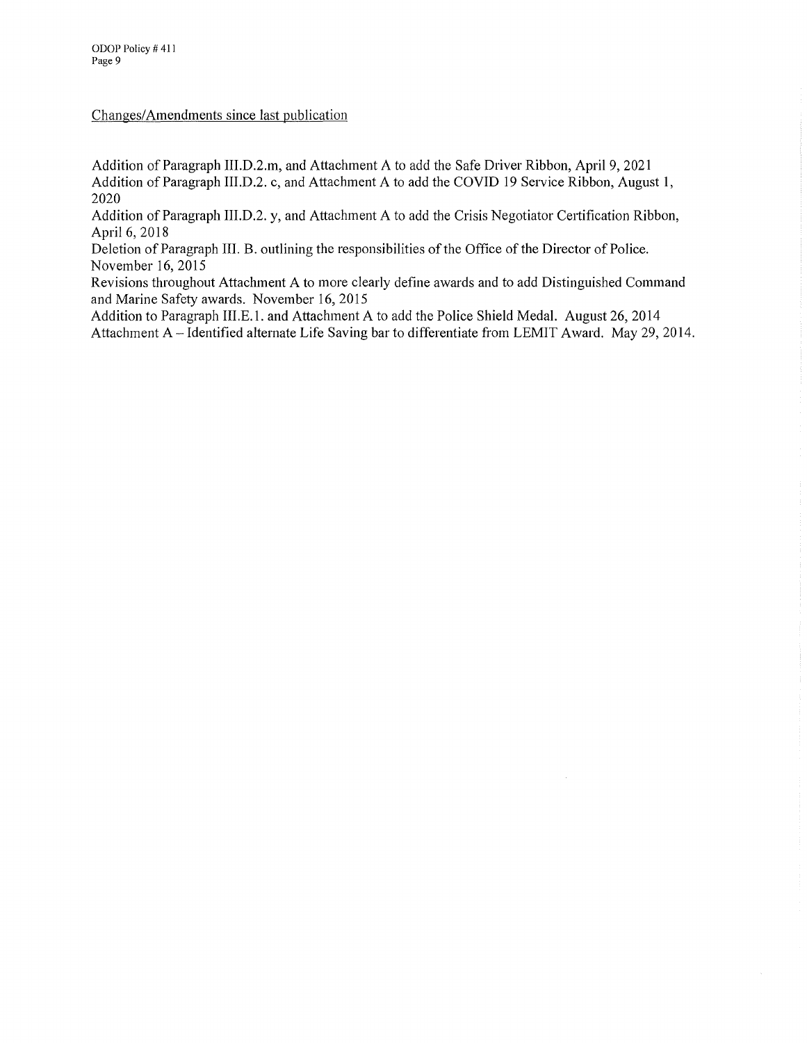Changes/Amendments since last publication

Addition of Paragraph III.D.2.m, and Attachment A to add the Safe Driver Ribbon, April 9, 2021
Addition of Paragraph III.D.2. c, and Attachment A to add the COVID 19 Service Ribbon, August 1, 2020
Addition of Paragraph III.D.2. y, and Attachment A to add the Crisis Negotiator Certification Ribbon, April 6, 2018
Deletion of Paragraph III. B. outlining the responsibilities of the Office of the Director of Police. November 16, 2015
Revisions throughout Attachment A to more clearly define awards and to add Distinguished Command and Marine Safety awards. November 16, 2015
Addition to Paragraph III.E.1. and Attachment A to add the Police Shield Medal. August 26, 2014
Attachment A – Identified alternate Life Saving bar to differentiate from LEMIT Award. May 29, 2014.